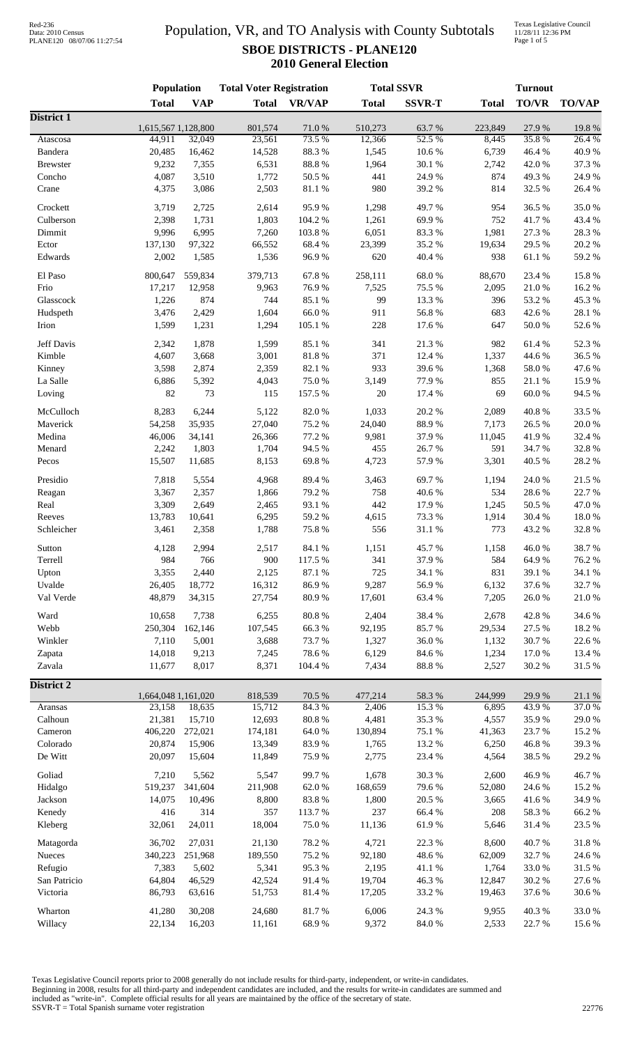# Population, VR, and TO Analysis with County Subtotals

## SBOE DISTRICTS - PLANE120

### 2010 General Election

| | Population | | Total Voter Registration | | Total SSVR | | Turnout | | |
|---|---|---|---|---|---|---|---|---|---|
| | Total | VAP | Total | VR/VAP | Total | SSVR-T | Total | TO/VR | TO/VAP |
| **District 1** | | | | | | | | | |
| | 1,615,567 | 1,128,800 | 801,574 | 71.0 % | 510,273 | 63.7 % | 223,849 | 27.9 % | 19.8 % |
| Atascosa | 44,911 | 32,049 | 23,561 | 73.5 % | 12,366 | 52.5 % | 8,445 | 35.8 % | 26.4 % |
| Bandera | 20,485 | 16,462 | 14,528 | 88.3 % | 1,545 | 10.6 % | 6,739 | 46.4 % | 40.9 % |
| Brewster | 9,232 | 7,355 | 6,531 | 88.8 % | 1,964 | 30.1 % | 2,742 | 42.0 % | 37.3 % |
| Concho | 4,087 | 3,510 | 1,772 | 50.5 % | 441 | 24.9 % | 874 | 49.3 % | 24.9 % |
| Crane | 4,375 | 3,086 | 2,503 | 81.1 % | 980 | 39.2 % | 814 | 32.5 % | 26.4 % |
| Crockett | 3,719 | 2,725 | 2,614 | 95.9 % | 1,298 | 49.7 % | 954 | 36.5 % | 35.0 % |
| Culberson | 2,398 | 1,731 | 1,803 | 104.2 % | 1,261 | 69.9 % | 752 | 41.7 % | 43.4 % |
| Dimmit | 9,996 | 6,995 | 7,260 | 103.8 % | 6,051 | 83.3 % | 1,981 | 27.3 % | 28.3 % |
| Ector | 137,130 | 97,322 | 66,552 | 68.4 % | 23,399 | 35.2 % | 19,634 | 29.5 % | 20.2 % |
| Edwards | 2,002 | 1,585 | 1,536 | 96.9 % | 620 | 40.4 % | 938 | 61.1 % | 59.2 % |
| El Paso | 800,647 | 559,834 | 379,713 | 67.8 % | 258,111 | 68.0 % | 88,670 | 23.4 % | 15.8 % |
| Frio | 17,217 | 12,958 | 9,963 | 76.9 % | 7,525 | 75.5 % | 2,095 | 21.0 % | 16.2 % |
| Glasscock | 1,226 | 874 | 744 | 85.1 % | 99 | 13.3 % | 396 | 53.2 % | 45.3 % |
| Hudspeth | 3,476 | 2,429 | 1,604 | 66.0 % | 911 | 56.8 % | 683 | 42.6 % | 28.1 % |
| Irion | 1,599 | 1,231 | 1,294 | 105.1 % | 228 | 17.6 % | 647 | 50.0 % | 52.6 % |
| Jeff Davis | 2,342 | 1,878 | 1,599 | 85.1 % | 341 | 21.3 % | 982 | 61.4 % | 52.3 % |
| Kimble | 4,607 | 3,668 | 3,001 | 81.8 % | 371 | 12.4 % | 1,337 | 44.6 % | 36.5 % |
| Kinney | 3,598 | 2,874 | 2,359 | 82.1 % | 933 | 39.6 % | 1,368 | 58.0 % | 47.6 % |
| La Salle | 6,886 | 5,392 | 4,043 | 75.0 % | 3,149 | 77.9 % | 855 | 21.1 % | 15.9 % |
| Loving | 82 | 73 | 115 | 157.5 % | 20 | 17.4 % | 69 | 60.0 % | 94.5 % |
| McCulloch | 8,283 | 6,244 | 5,122 | 82.0 % | 1,033 | 20.2 % | 2,089 | 40.8 % | 33.5 % |
| Maverick | 54,258 | 35,935 | 27,040 | 75.2 % | 24,040 | 88.9 % | 7,173 | 26.5 % | 20.0 % |
| Medina | 46,006 | 34,141 | 26,366 | 77.2 % | 9,981 | 37.9 % | 11,045 | 41.9 % | 32.4 % |
| Menard | 2,242 | 1,803 | 1,704 | 94.5 % | 455 | 26.7 % | 591 | 34.7 % | 32.8 % |
| Pecos | 15,507 | 11,685 | 8,153 | 69.8 % | 4,723 | 57.9 % | 3,301 | 40.5 % | 28.2 % |
| Presidio | 7,818 | 5,554 | 4,968 | 89.4 % | 3,463 | 69.7 % | 1,194 | 24.0 % | 21.5 % |
| Reagan | 3,367 | 2,357 | 1,866 | 79.2 % | 758 | 40.6 % | 534 | 28.6 % | 22.7 % |
| Real | 3,309 | 2,649 | 2,465 | 93.1 % | 442 | 17.9 % | 1,245 | 50.5 % | 47.0 % |
| Reeves | 13,783 | 10,641 | 6,295 | 59.2 % | 4,615 | 73.3 % | 1,914 | 30.4 % | 18.0 % |
| Schleicher | 3,461 | 2,358 | 1,788 | 75.8 % | 556 | 31.1 % | 773 | 43.2 % | 32.8 % |
| Sutton | 4,128 | 2,994 | 2,517 | 84.1 % | 1,151 | 45.7 % | 1,158 | 46.0 % | 38.7 % |
| Terrell | 984 | 766 | 900 | 117.5 % | 341 | 37.9 % | 584 | 64.9 % | 76.2 % |
| Upton | 3,355 | 2,440 | 2,125 | 87.1 % | 725 | 34.1 % | 831 | 39.1 % | 34.1 % |
| Uvalde | 26,405 | 18,772 | 16,312 | 86.9 % | 9,287 | 56.9 % | 6,132 | 37.6 % | 32.7 % |
| Val Verde | 48,879 | 34,315 | 27,754 | 80.9 % | 17,601 | 63.4 % | 7,205 | 26.0 % | 21.0 % |
| Ward | 10,658 | 7,738 | 6,255 | 80.8 % | 2,404 | 38.4 % | 2,678 | 42.8 % | 34.6 % |
| Webb | 250,304 | 162,146 | 107,545 | 66.3 % | 92,195 | 85.7 % | 29,534 | 27.5 % | 18.2 % |
| Winkler | 7,110 | 5,001 | 3,688 | 73.7 % | 1,327 | 36.0 % | 1,132 | 30.7 % | 22.6 % |
| Zapata | 14,018 | 9,213 | 7,245 | 78.6 % | 6,129 | 84.6 % | 1,234 | 17.0 % | 13.4 % |
| Zavala | 11,677 | 8,017 | 8,371 | 104.4 % | 7,434 | 88.8 % | 2,527 | 30.2 % | 31.5 % |
| **District 2** | | | | | | | | | |
| | 1,664,048 | 1,161,020 | 818,539 | 70.5 % | 477,214 | 58.3 % | 244,999 | 29.9 % | 21.1 % |
| Aransas | 23,158 | 18,635 | 15,712 | 84.3 % | 2,406 | 15.3 % | 6,895 | 43.9 % | 37.0 % |
| Calhoun | 21,381 | 15,710 | 12,693 | 80.8 % | 4,481 | 35.3 % | 4,557 | 35.9 % | 29.0 % |
| Cameron | 406,220 | 272,021 | 174,181 | 64.0 % | 130,894 | 75.1 % | 41,363 | 23.7 % | 15.2 % |
| Colorado | 20,874 | 15,906 | 13,349 | 83.9 % | 1,765 | 13.2 % | 6,250 | 46.8 % | 39.3 % |
| De Witt | 20,097 | 15,604 | 11,849 | 75.9 % | 2,775 | 23.4 % | 4,564 | 38.5 % | 29.2 % |
| Goliad | 7,210 | 5,562 | 5,547 | 99.7 % | 1,678 | 30.3 % | 2,600 | 46.9 % | 46.7 % |
| Hidalgo | 519,237 | 341,604 | 211,908 | 62.0 % | 168,659 | 79.6 % | 52,080 | 24.6 % | 15.2 % |
| Jackson | 14,075 | 10,496 | 8,800 | 83.8 % | 1,800 | 20.5 % | 3,665 | 41.6 % | 34.9 % |
| Kenedy | 416 | 314 | 357 | 113.7 % | 237 | 66.4 % | 208 | 58.3 % | 66.2 % |
| Kleberg | 32,061 | 24,011 | 18,004 | 75.0 % | 11,136 | 61.9 % | 5,646 | 31.4 % | 23.5 % |
| Matagorda | 36,702 | 27,031 | 21,130 | 78.2 % | 4,721 | 22.3 % | 8,600 | 40.7 % | 31.8 % |
| Nueces | 340,223 | 251,968 | 189,550 | 75.2 % | 92,180 | 48.6 % | 62,009 | 32.7 % | 24.6 % |
| Refugio | 7,383 | 5,602 | 5,341 | 95.3 % | 2,195 | 41.1 % | 1,764 | 33.0 % | 31.5 % |
| San Patricio | 64,804 | 46,529 | 42,524 | 91.4 % | 19,704 | 46.3 % | 12,847 | 30.2 % | 27.6 % |
| Victoria | 86,793 | 63,616 | 51,753 | 81.4 % | 17,205 | 33.2 % | 19,463 | 37.6 % | 30.6 % |
| Wharton | 41,280 | 30,208 | 24,680 | 81.7 % | 6,006 | 24.3 % | 9,955 | 40.3 % | 33.0 % |
| Willacy | 22,134 | 16,203 | 11,161 | 68.9 % | 9,372 | 84.0 % | 2,533 | 22.7 % | 15.6 % |

Texas Legislative Council reports prior to 2008 generally do not include results for third-party, independent, or write-in candidates.
Beginning in 2008, results for all third-party and independent candidates are included, and the results for write-in candidates are summed and included as "write-in". Complete official results for all years are maintained by the office of the secretary of state.
SSVR-T = Total Spanish surname voter registration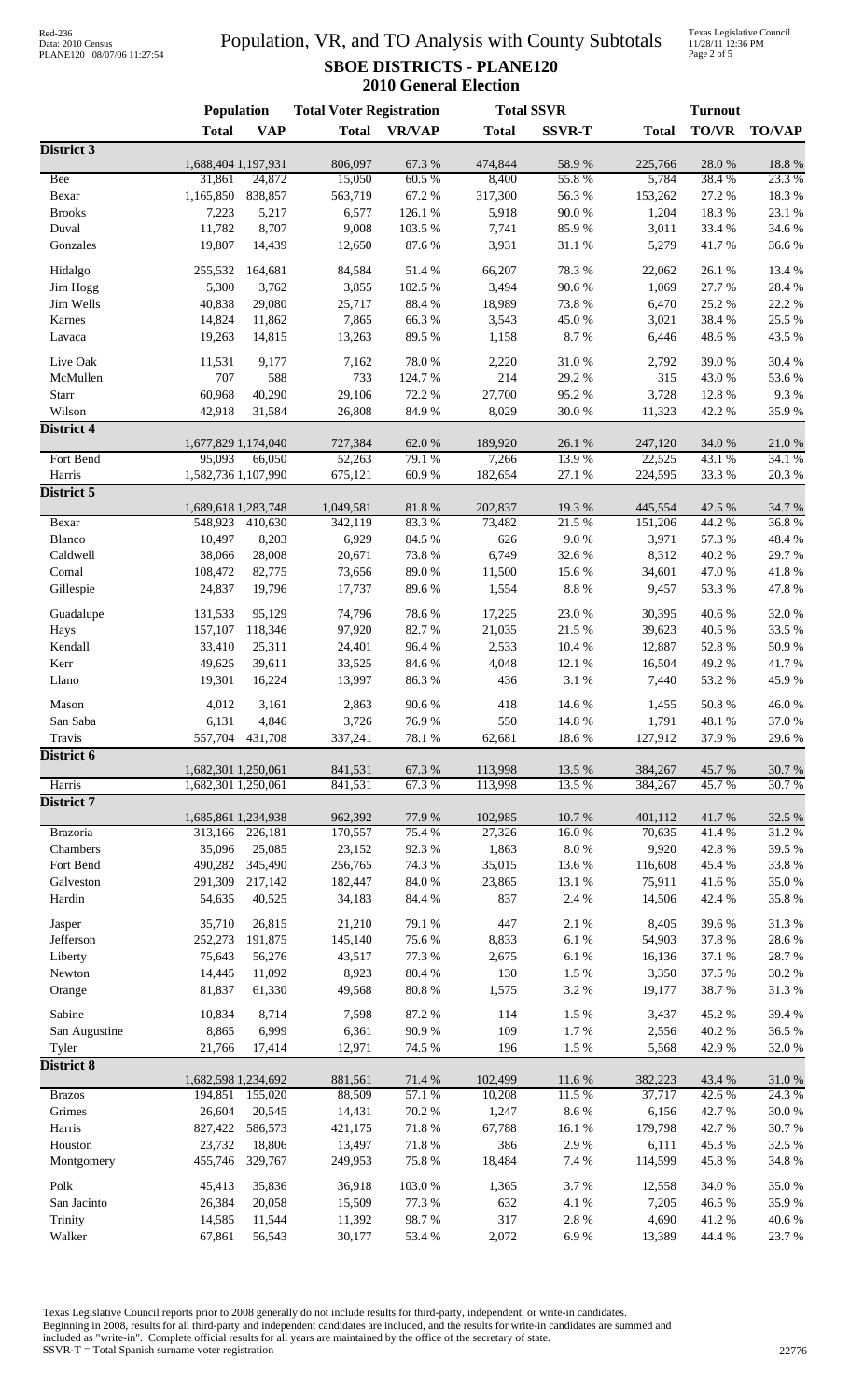# Population, VR, and TO Analysis with County Subtotals

## SBOE DISTRICTS - PLANE120

### 2010 General Election

| | Population | | Total Voter Registration | | Total SSVR | | Turnout | | |
|---|---|---|---|---|---|---|---|---|---|
| | **Total** | **VAP** | **Total** | **VR/VAP** | **Total** | **SSVR-T** | **Total** | **TO/VR** | **TO/VAP** |
| **District 3** | | | | | | | | | |
| | 1,688,404 | 1,197,931 | 806,097 | 67.3 % | 474,844 | 58.9 % | 225,766 | 28.0 % | 18.8 % |
| Bee | 31,861 | 24,872 | 15,050 | 60.5 % | 8,400 | 55.8 % | 5,784 | 38.4 % | 23.3 % |
| Bexar | 1,165,850 | 838,857 | 563,719 | 67.2 % | 317,300 | 56.3 % | 153,262 | 27.2 % | 18.3 % |
| Brooks | 7,223 | 5,217 | 6,577 | 126.1 % | 5,918 | 90.0 % | 1,204 | 18.3 % | 23.1 % |
| Duval | 11,782 | 8,707 | 9,008 | 103.5 % | 7,741 | 85.9 % | 3,011 | 33.4 % | 34.6 % |
| Gonzales | 19,807 | 14,439 | 12,650 | 87.6 % | 3,931 | 31.1 % | 5,279 | 41.7 % | 36.6 % |
| Hidalgo | 255,532 | 164,681 | 84,584 | 51.4 % | 66,207 | 78.3 % | 22,062 | 26.1 % | 13.4 % |
| Jim Hogg | 5,300 | 3,762 | 3,855 | 102.5 % | 3,494 | 90.6 % | 1,069 | 27.7 % | 28.4 % |
| Jim Wells | 40,838 | 29,080 | 25,717 | 88.4 % | 18,989 | 73.8 % | 6,470 | 25.2 % | 22.2 % |
| Karnes | 14,824 | 11,862 | 7,865 | 66.3 % | 3,543 | 45.0 % | 3,021 | 38.4 % | 25.5 % |
| Lavaca | 19,263 | 14,815 | 13,263 | 89.5 % | 1,158 | 8.7 % | 6,446 | 48.6 % | 43.5 % |
| Live Oak | 11,531 | 9,177 | 7,162 | 78.0 % | 2,220 | 31.0 % | 2,792 | 39.0 % | 30.4 % |
| McMullen | 707 | 588 | 733 | 124.7 % | 214 | 29.2 % | 315 | 43.0 % | 53.6 % |
| Starr | 60,968 | 40,290 | 29,106 | 72.2 % | 27,700 | 95.2 % | 3,728 | 12.8 % | 9.3 % |
| Wilson | 42,918 | 31,584 | 26,808 | 84.9 % | 8,029 | 30.0 % | 11,323 | 42.2 % | 35.9 % |
| **District 4** | | | | | | | | | |
| | 1,677,829 | 1,174,040 | 727,384 | 62.0 % | 189,920 | 26.1 % | 247,120 | 34.0 % | 21.0 % |
| Fort Bend | 95,093 | 66,050 | 52,263 | 79.1 % | 7,266 | 13.9 % | 22,525 | 43.1 % | 34.1 % |
| Harris | 1,582,736 | 1,107,990 | 675,121 | 60.9 % | 182,654 | 27.1 % | 224,595 | 33.3 % | 20.3 % |
| **District 5** | | | | | | | | | |
| | 1,689,618 | 1,283,748 | 1,049,581 | 81.8 % | 202,837 | 19.3 % | 445,554 | 42.5 % | 34.7 % |
| Bexar | 548,923 | 410,630 | 342,119 | 83.3 % | 73,482 | 21.5 % | 151,206 | 44.2 % | 36.8 % |
| Blanco | 10,497 | 8,203 | 6,929 | 84.5 % | 626 | 9.0 % | 3,971 | 57.3 % | 48.4 % |
| Caldwell | 38,066 | 28,008 | 20,671 | 73.8 % | 6,749 | 32.6 % | 8,312 | 40.2 % | 29.7 % |
| Comal | 108,472 | 82,775 | 73,656 | 89.0 % | 11,500 | 15.6 % | 34,601 | 47.0 % | 41.8 % |
| Gillespie | 24,837 | 19,796 | 17,737 | 89.6 % | 1,554 | 8.8 % | 9,457 | 53.3 % | 47.8 % |
| Guadalupe | 131,533 | 95,129 | 74,796 | 78.6 % | 17,225 | 23.0 % | 30,395 | 40.6 % | 32.0 % |
| Hays | 157,107 | 118,346 | 97,920 | 82.7 % | 21,035 | 21.5 % | 39,623 | 40.5 % | 33.5 % |
| Kendall | 33,410 | 25,311 | 24,401 | 96.4 % | 2,533 | 10.4 % | 12,887 | 52.8 % | 50.9 % |
| Kerr | 49,625 | 39,611 | 33,525 | 84.6 % | 4,048 | 12.1 % | 16,504 | 49.2 % | 41.7 % |
| Llano | 19,301 | 16,224 | 13,997 | 86.3 % | 436 | 3.1 % | 7,440 | 53.2 % | 45.9 % |
| Mason | 4,012 | 3,161 | 2,863 | 90.6 % | 418 | 14.6 % | 1,455 | 50.8 % | 46.0 % |
| San Saba | 6,131 | 4,846 | 3,726 | 76.9 % | 550 | 14.8 % | 1,791 | 48.1 % | 37.0 % |
| Travis | 557,704 | 431,708 | 337,241 | 78.1 % | 62,681 | 18.6 % | 127,912 | 37.9 % | 29.6 % |
| **District 6** | | | | | | | | | |
| | 1,682,301 | 1,250,061 | 841,531 | 67.3 % | 113,998 | 13.5 % | 384,267 | 45.7 % | 30.7 % |
| Harris | 1,682,301 | 1,250,061 | 841,531 | 67.3 % | 113,998 | 13.5 % | 384,267 | 45.7 % | 30.7 % |
| **District 7** | | | | | | | | | |
| | 1,685,861 | 1,234,938 | 962,392 | 77.9 % | 102,985 | 10.7 % | 401,112 | 41.7 % | 32.5 % |
| Brazoria | 313,166 | 226,181 | 170,557 | 75.4 % | 27,326 | 16.0 % | 70,635 | 41.4 % | 31.2 % |
| Chambers | 35,096 | 25,085 | 23,152 | 92.3 % | 1,863 | 8.0 % | 9,920 | 42.8 % | 39.5 % |
| Fort Bend | 490,282 | 345,490 | 256,765 | 74.3 % | 35,015 | 13.6 % | 116,608 | 45.4 % | 33.8 % |
| Galveston | 291,309 | 217,142 | 182,447 | 84.0 % | 23,865 | 13.1 % | 75,911 | 41.6 % | 35.0 % |
| Hardin | 54,635 | 40,525 | 34,183 | 84.4 % | 837 | 2.4 % | 14,506 | 42.4 % | 35.8 % |
| Jasper | 35,710 | 26,815 | 21,210 | 79.1 % | 447 | 2.1 % | 8,405 | 39.6 % | 31.3 % |
| Jefferson | 252,273 | 191,875 | 145,140 | 75.6 % | 8,833 | 6.1 % | 54,903 | 37.8 % | 28.6 % |
| Liberty | 75,643 | 56,276 | 43,517 | 77.3 % | 2,675 | 6.1 % | 16,136 | 37.1 % | 28.7 % |
| Newton | 14,445 | 11,092 | 8,923 | 80.4 % | 130 | 1.5 % | 3,350 | 37.5 % | 30.2 % |
| Orange | 81,837 | 61,330 | 49,568 | 80.8 % | 1,575 | 3.2 % | 19,177 | 38.7 % | 31.3 % |
| Sabine | 10,834 | 8,714 | 7,598 | 87.2 % | 114 | 1.5 % | 3,437 | 45.2 % | 39.4 % |
| San Augustine | 8,865 | 6,999 | 6,361 | 90.9 % | 109 | 1.7 % | 2,556 | 40.2 % | 36.5 % |
| Tyler | 21,766 | 17,414 | 12,971 | 74.5 % | 196 | 1.5 % | 5,568 | 42.9 % | 32.0 % |
| **District 8** | | | | | | | | | |
| | 1,682,598 | 1,234,692 | 881,561 | 71.4 % | 102,499 | 11.6 % | 382,223 | 43.4 % | 31.0 % |
| Brazos | 194,851 | 155,020 | 88,509 | 57.1 % | 10,208 | 11.5 % | 37,717 | 42.6 % | 24.3 % |
| Grimes | 26,604 | 20,545 | 14,431 | 70.2 % | 1,247 | 8.6 % | 6,156 | 42.7 % | 30.0 % |
| Harris | 827,422 | 586,573 | 421,175 | 71.8 % | 67,788 | 16.1 % | 179,798 | 42.7 % | 30.7 % |
| Houston | 23,732 | 18,806 | 13,497 | 71.8 % | 386 | 2.9 % | 6,111 | 45.3 % | 32.5 % |
| Montgomery | 455,746 | 329,767 | 249,953 | 75.8 % | 18,484 | 7.4 % | 114,599 | 45.8 % | 34.8 % |
| Polk | 45,413 | 35,836 | 36,918 | 103.0 % | 1,365 | 3.7 % | 12,558 | 34.0 % | 35.0 % |
| San Jacinto | 26,384 | 20,058 | 15,509 | 77.3 % | 632 | 4.1 % | 7,205 | 46.5 % | 35.9 % |
| Trinity | 14,585 | 11,544 | 11,392 | 98.7 % | 317 | 2.8 % | 4,690 | 41.2 % | 40.6 % |
| Walker | 67,861 | 56,543 | 30,177 | 53.4 % | 2,072 | 6.9 % | 13,389 | 44.4 % | 23.7 % |

Texas Legislative Council reports prior to 2008 generally do not include results for third-party, independent, or write-in candidates.
Beginning in 2008, results for all third-party and independent candidates are included, and the results for write-in candidates are summed and included as "write-in". Complete official results for all years are maintained by the office of the secretary of state.
SSVR-T = Total Spanish surname voter registration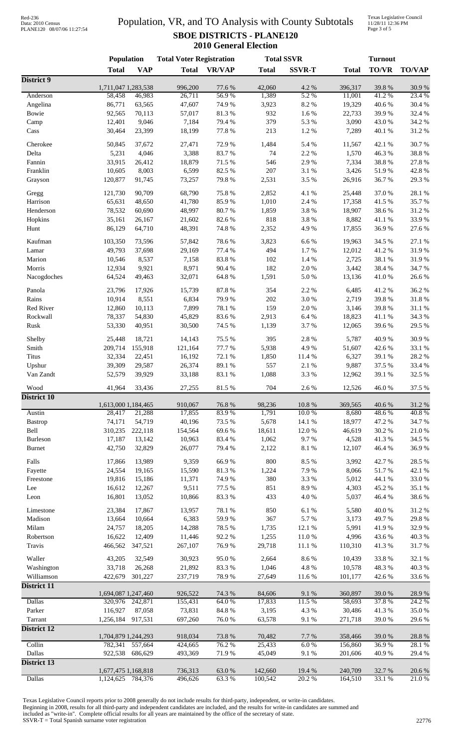# Population, VR, and TO Analysis with County Subtotals

## SBOE DISTRICTS - PLANE120

### 2010 General Election

Red-236
Data: 2010 Census
PLANE120 08/07/06 11:27:54

Texas Legislative Council
11/28/11 12:36 PM

| | Population | | Total Voter Registration | | Total SSVR | | Turnout | | |
|---|---|---|---|---|---|---|---|---|---|
| | Total | VAP | Total | VR/VAP | Total | SSVR-T | Total | TO/VR | TO/VAP |
| **District 9** | | | | | | | | | |
| | 1,711,047 | 1,283,538 | 996,200 | 77.6 % | 42,060 | 4.2 % | 396,317 | 39.8 % | 30.9 % |
| Anderson | 58,458 | 46,983 | 26,711 | 56.9 % | 1,389 | 5.2 % | 11,001 | 41.2 % | 23.4 % |
| Angelina | 86,771 | 63,565 | 47,607 | 74.9 % | 3,923 | 8.2 % | 19,329 | 40.6 % | 30.4 % |
| Bowie | 92,565 | 70,113 | 57,017 | 81.3 % | 932 | 1.6 % | 22,733 | 39.9 % | 32.4 % |
| Camp | 12,401 | 9,046 | 7,184 | 79.4 % | 379 | 5.3 % | 3,090 | 43.0 % | 34.2 % |
| Cass | 30,464 | 23,399 | 18,199 | 77.8 % | 213 | 1.2 % | 7,289 | 40.1 % | 31.2 % |
| Cherokee | 50,845 | 37,672 | 27,471 | 72.9 % | 1,484 | 5.4 % | 11,567 | 42.1 % | 30.7 % |
| Delta | 5,231 | 4,046 | 3,388 | 83.7 % | 74 | 2.2 % | 1,570 | 46.3 % | 38.8 % |
| Fannin | 33,915 | 26,412 | 18,879 | 71.5 % | 546 | 2.9 % | 7,334 | 38.8 % | 27.8 % |
| Franklin | 10,605 | 8,003 | 6,599 | 82.5 % | 207 | 3.1 % | 3,426 | 51.9 % | 42.8 % |
| Grayson | 120,877 | 91,745 | 73,257 | 79.8 % | 2,531 | 3.5 % | 26,916 | 36.7 % | 29.3 % |
| Gregg | 121,730 | 90,709 | 68,790 | 75.8 % | 2,852 | 4.1 % | 25,448 | 37.0 % | 28.1 % |
| Harrison | 65,631 | 48,650 | 41,780 | 85.9 % | 1,010 | 2.4 % | 17,358 | 41.5 % | 35.7 % |
| Henderson | 78,532 | 60,690 | 48,997 | 80.7 % | 1,859 | 3.8 % | 18,907 | 38.6 % | 31.2 % |
| Hopkins | 35,161 | 26,167 | 21,602 | 82.6 % | 818 | 3.8 % | 8,882 | 41.1 % | 33.9 % |
| Hunt | 86,129 | 64,710 | 48,391 | 74.8 % | 2,352 | 4.9 % | 17,855 | 36.9 % | 27.6 % |
| Kaufman | 103,350 | 73,596 | 57,842 | 78.6 % | 3,823 | 6.6 % | 19,963 | 34.5 % | 27.1 % |
| Lamar | 49,793 | 37,698 | 29,169 | 77.4 % | 494 | 1.7 % | 12,012 | 41.2 % | 31.9 % |
| Marion | 10,546 | 8,537 | 7,158 | 83.8 % | 102 | 1.4 % | 2,725 | 38.1 % | 31.9 % |
| Morris | 12,934 | 9,921 | 8,971 | 90.4 % | 182 | 2.0 % | 3,442 | 38.4 % | 34.7 % |
| Nacogdoches | 64,524 | 49,463 | 32,071 | 64.8 % | 1,591 | 5.0 % | 13,136 | 41.0 % | 26.6 % |
| Panola | 23,796 | 17,926 | 15,739 | 87.8 % | 354 | 2.2 % | 6,485 | 41.2 % | 36.2 % |
| Rains | 10,914 | 8,551 | 6,834 | 79.9 % | 202 | 3.0 % | 2,719 | 39.8 % | 31.8 % |
| Red River | 12,860 | 10,113 | 7,899 | 78.1 % | 159 | 2.0 % | 3,146 | 39.8 % | 31.1 % |
| Rockwall | 78,337 | 54,830 | 45,829 | 83.6 % | 2,913 | 6.4 % | 18,823 | 41.1 % | 34.3 % |
| Rusk | 53,330 | 40,951 | 30,500 | 74.5 % | 1,139 | 3.7 % | 12,065 | 39.6 % | 29.5 % |
| Shelby | 25,448 | 18,721 | 14,143 | 75.5 % | 395 | 2.8 % | 5,787 | 40.9 % | 30.9 % |
| Smith | 209,714 | 155,918 | 121,164 | 77.7 % | 5,938 | 4.9 % | 51,607 | 42.6 % | 33.1 % |
| Titus | 32,334 | 22,451 | 16,192 | 72.1 % | 1,850 | 11.4 % | 6,327 | 39.1 % | 28.2 % |
| Upshur | 39,309 | 29,587 | 26,374 | 89.1 % | 557 | 2.1 % | 9,887 | 37.5 % | 33.4 % |
| Van Zandt | 52,579 | 39,929 | 33,188 | 83.1 % | 1,088 | 3.3 % | 12,962 | 39.1 % | 32.5 % |
| Wood | 41,964 | 33,436 | 27,255 | 81.5 % | 704 | 2.6 % | 12,526 | 46.0 % | 37.5 % |
| **District 10** | | | | | | | | | |
| | 1,613,000 | 1,184,465 | 910,067 | 76.8 % | 98,236 | 10.8 % | 369,565 | 40.6 % | 31.2 % |
| Austin | 28,417 | 21,288 | 17,855 | 83.9 % | 1,791 | 10.0 % | 8,680 | 48.6 % | 40.8 % |
| Bastrop | 74,171 | 54,719 | 40,196 | 73.5 % | 5,678 | 14.1 % | 18,977 | 47.2 % | 34.7 % |
| Bell | 310,235 | 222,118 | 154,564 | 69.6 % | 18,611 | 12.0 % | 46,619 | 30.2 % | 21.0 % |
| Burleson | 17,187 | 13,142 | 10,963 | 83.4 % | 1,062 | 9.7 % | 4,528 | 41.3 % | 34.5 % |
| Burnet | 42,750 | 32,829 | 26,077 | 79.4 % | 2,122 | 8.1 % | 12,107 | 46.4 % | 36.9 % |
| Falls | 17,866 | 13,989 | 9,359 | 66.9 % | 800 | 8.5 % | 3,992 | 42.7 % | 28.5 % |
| Fayette | 24,554 | 19,165 | 15,590 | 81.3 % | 1,224 | 7.9 % | 8,066 | 51.7 % | 42.1 % |
| Freestone | 19,816 | 15,186 | 11,371 | 74.9 % | 380 | 3.3 % | 5,012 | 44.1 % | 33.0 % |
| Lee | 16,612 | 12,267 | 9,511 | 77.5 % | 851 | 8.9 % | 4,303 | 45.2 % | 35.1 % |
| Leon | 16,801 | 13,052 | 10,866 | 83.3 % | 433 | 4.0 % | 5,037 | 46.4 % | 38.6 % |
| Limestone | 23,384 | 17,867 | 13,957 | 78.1 % | 850 | 6.1 % | 5,580 | 40.0 % | 31.2 % |
| Madison | 13,664 | 10,664 | 6,383 | 59.9 % | 367 | 5.7 % | 3,173 | 49.7 % | 29.8 % |
| Milam | 24,757 | 18,205 | 14,288 | 78.5 % | 1,735 | 12.1 % | 5,991 | 41.9 % | 32.9 % |
| Robertson | 16,622 | 12,409 | 11,446 | 92.2 % | 1,255 | 11.0 % | 4,996 | 43.6 % | 40.3 % |
| Travis | 466,562 | 347,521 | 267,107 | 76.9 % | 29,718 | 11.1 % | 110,310 | 41.3 % | 31.7 % |
| Waller | 43,205 | 32,549 | 30,923 | 95.0 % | 2,664 | 8.6 % | 10,439 | 33.8 % | 32.1 % |
| Washington | 33,718 | 26,268 | 21,892 | 83.3 % | 1,046 | 4.8 % | 10,578 | 48.3 % | 40.3 % |
| Williamson | 422,679 | 301,227 | 237,719 | 78.9 % | 27,649 | 11.6 % | 101,177 | 42.6 % | 33.6 % |
| **District 11** | | | | | | | | | |
| | 1,694,087 | 1,247,460 | 926,522 | 74.3 % | 84,606 | 9.1 % | 360,897 | 39.0 % | 28.9 % |
| Dallas | 320,976 | 242,871 | 155,431 | 64.0 % | 17,833 | 11.5 % | 58,693 | 37.8 % | 24.2 % |
| Parker | 116,927 | 87,058 | 73,831 | 84.8 % | 3,195 | 4.3 % | 30,486 | 41.3 % | 35.0 % |
| Tarrant | 1,256,184 | 917,531 | 697,260 | 76.0 % | 63,578 | 9.1 % | 271,718 | 39.0 % | 29.6 % |
| **District 12** | | | | | | | | | |
| | 1,704,879 | 1,244,293 | 918,034 | 73.8 % | 70,482 | 7.7 % | 358,466 | 39.0 % | 28.8 % |
| Collin | 782,341 | 557,664 | 424,665 | 76.2 % | 25,433 | 6.0 % | 156,860 | 36.9 % | 28.1 % |
| Dallas | 922,538 | 686,629 | 493,369 | 71.9 % | 45,049 | 9.1 % | 201,606 | 40.9 % | 29.4 % |
| **District 13** | | | | | | | | | |
| | 1,677,475 | 1,168,818 | 736,313 | 63.0 % | 142,660 | 19.4 % | 240,709 | 32.7 % | 20.6 % |
| Dallas | 1,124,625 | 784,376 | 496,626 | 63.3 % | 100,542 | 20.2 % | 164,510 | 33.1 % | 21.0 % |

Texas Legislative Council reports prior to 2008 generally do not include results for third-party, independent, or write-in candidates.
Beginning in 2008, results for all third-party and independent candidates are included, and the results for write-in candidates are summed and included as "write-in". Complete official results for all years are maintained by the office of the secretary of state.
SSVR-T = Total Spanish surname voter registration

22776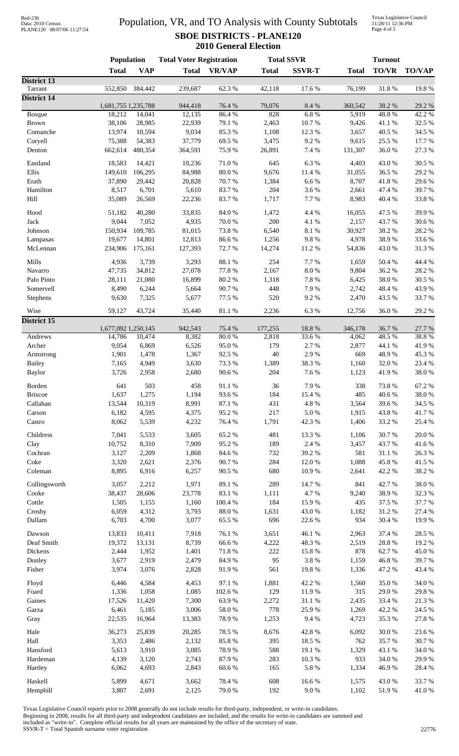# Population, VR, and TO Analysis with County Subtotals

**SBOE DISTRICTS - PLANE120**

**2010 General Election**

| | Population | | Total Voter Registration | | Total SSVR | | Turnout | | |
|---|---|---|---|---|---|---|---|---|---|
| | **Total** | **VAP** | **Total** | **VR/VAP** | **Total** | **SSVR-T** | **Total** | **TO/VR** | **TO/VAP** |
| **District 13** | | | | | | | | | |
| Tarrant | 552,850 | 384,442 | 239,687 | 62.3 % | 42,118 | 17.6 % | 76,199 | 31.8 % | 19.8 % |
| **District 14** | | | | | | | | | |
| | 1,681,755 | 1,235,788 | 944,418 | 76.4 % | 79,076 | 8.4 % | 360,542 | 38.2 % | 29.2 % |
| Bosque | 18,212 | 14,041 | 12,135 | 86.4 % | 828 | 6.8 % | 5,919 | 48.8 % | 42.2 % |
| Brown | 38,106 | 28,985 | 22,939 | 79.1 % | 2,463 | 10.7 % | 9,426 | 41.1 % | 32.5 % |
| Comanche | 13,974 | 10,594 | 9,034 | 85.3 % | 1,108 | 12.3 % | 3,657 | 40.5 % | 34.5 % |
| Coryell | 75,388 | 54,383 | 37,779 | 69.5 % | 3,475 | 9.2 % | 9,615 | 25.5 % | 17.7 % |
| Denton | 662,614 | 480,354 | 364,591 | 75.9 % | 26,891 | 7.4 % | 131,307 | 36.0 % | 27.3 % |
| Eastland | 18,583 | 14,421 | 10,236 | 71.0 % | 645 | 6.3 % | 4,403 | 43.0 % | 30.5 % |
| Ellis | 149,610 | 106,295 | 84,988 | 80.0 % | 9,676 | 11.4 % | 31,055 | 36.5 % | 29.2 % |
| Erath | 37,890 | 29,442 | 20,828 | 70.7 % | 1,384 | 6.6 % | 8,707 | 41.8 % | 29.6 % |
| Hamilton | 8,517 | 6,701 | 5,610 | 83.7 % | 204 | 3.6 % | 2,661 | 47.4 % | 39.7 % |
| Hill | 35,089 | 26,569 | 22,236 | 83.7 % | 1,717 | 7.7 % | 8,983 | 40.4 % | 33.8 % |
| Hood | 51,182 | 40,280 | 33,835 | 84.0 % | 1,472 | 4.4 % | 16,055 | 47.5 % | 39.9 % |
| Jack | 9,044 | 7,052 | 4,935 | 70.0 % | 200 | 4.1 % | 2,157 | 43.7 % | 30.6 % |
| Johnson | 150,934 | 109,785 | 81,015 | 73.8 % | 6,540 | 8.1 % | 30,927 | 38.2 % | 28.2 % |
| Lampasas | 19,677 | 14,801 | 12,813 | 86.6 % | 1,256 | 9.8 % | 4,978 | 38.9 % | 33.6 % |
| McLennan | 234,906 | 175,161 | 127,393 | 72.7 % | 14,274 | 11.2 % | 54,836 | 43.0 % | 31.3 % |
| Mills | 4,936 | 3,739 | 3,293 | 88.1 % | 254 | 7.7 % | 1,659 | 50.4 % | 44.4 % |
| Navarro | 47,735 | 34,812 | 27,078 | 77.8 % | 2,167 | 8.0 % | 9,804 | 36.2 % | 28.2 % |
| Palo Pinto | 28,111 | 21,080 | 16,899 | 80.2 % | 1,318 | 7.8 % | 6,425 | 38.0 % | 30.5 % |
| Somervell | 8,490 | 6,244 | 5,664 | 90.7 % | 448 | 7.9 % | 2,742 | 48.4 % | 43.9 % |
| Stephens | 9,630 | 7,325 | 5,677 | 77.5 % | 520 | 9.2 % | 2,470 | 43.5 % | 33.7 % |
| Wise | 59,127 | 43,724 | 35,440 | 81.1 % | 2,236 | 6.3 % | 12,756 | 36.0 % | 29.2 % |
| **District 15** | | | | | | | | | |
| | 1,677,092 | 1,250,145 | 942,543 | 75.4 % | 177,255 | 18.8 % | 346,178 | 36.7 % | 27.7 % |
| Andrews | 14,786 | 10,474 | 8,382 | 80.0 % | 2,818 | 33.6 % | 4,062 | 48.5 % | 38.8 % |
| Archer | 9,054 | 6,869 | 6,526 | 95.0 % | 179 | 2.7 % | 2,877 | 44.1 % | 41.9 % |
| Armstrong | 1,901 | 1,478 | 1,367 | 92.5 % | 40 | 2.9 % | 669 | 48.9 % | 45.3 % |
| Bailey | 7,165 | 4,949 | 3,630 | 73.3 % | 1,389 | 38.3 % | 1,160 | 32.0 % | 23.4 % |
| Baylor | 3,726 | 2,958 | 2,680 | 90.6 % | 204 | 7.6 % | 1,123 | 41.9 % | 38.0 % |
| Borden | 641 | 503 | 458 | 91.1 % | 36 | 7.9 % | 338 | 73.8 % | 67.2 % |
| Briscoe | 1,637 | 1,275 | 1,194 | 93.6 % | 184 | 15.4 % | 485 | 40.6 % | 38.0 % |
| Callahan | 13,544 | 10,319 | 8,991 | 87.1 % | 431 | 4.8 % | 3,564 | 39.6 % | 34.5 % |
| Carson | 6,182 | 4,595 | 4,375 | 95.2 % | 217 | 5.0 % | 1,915 | 43.8 % | 41.7 % |
| Castro | 8,062 | 5,539 | 4,232 | 76.4 % | 1,791 | 42.3 % | 1,406 | 33.2 % | 25.4 % |
| Childress | 7,041 | 5,533 | 3,605 | 65.2 % | 481 | 13.3 % | 1,106 | 30.7 % | 20.0 % |
| Clay | 10,752 | 8,310 | 7,909 | 95.2 % | 189 | 2.4 % | 3,457 | 43.7 % | 41.6 % |
| Cochran | 3,127 | 2,209 | 1,868 | 84.6 % | 732 | 39.2 % | 581 | 31.1 % | 26.3 % |
| Coke | 3,320 | 2,621 | 2,376 | 90.7 % | 284 | 12.0 % | 1,088 | 45.8 % | 41.5 % |
| Coleman | 8,895 | 6,916 | 6,257 | 90.5 % | 680 | 10.9 % | 2,641 | 42.2 % | 38.2 % |
| Collingsworth | 3,057 | 2,212 | 1,971 | 89.1 % | 289 | 14.7 % | 841 | 42.7 % | 38.0 % |
| Cooke | 38,437 | 28,606 | 23,778 | 83.1 % | 1,111 | 4.7 % | 9,240 | 38.9 % | 32.3 % |
| Cottle | 1,505 | 1,155 | 1,160 | 100.4 % | 184 | 15.9 % | 435 | 37.5 % | 37.7 % |
| Crosby | 6,059 | 4,312 | 3,793 | 88.0 % | 1,631 | 43.0 % | 1,182 | 31.2 % | 27.4 % |
| Dallam | 6,703 | 4,700 | 3,077 | 65.5 % | 696 | 22.6 % | 934 | 30.4 % | 19.9 % |
| Dawson | 13,833 | 10,411 | 7,918 | 76.1 % | 3,651 | 46.1 % | 2,963 | 37.4 % | 28.5 % |
| Deaf Smith | 19,372 | 13,131 | 8,739 | 66.6 % | 4,222 | 48.3 % | 2,519 | 28.8 % | 19.2 % |
| Dickens | 2,444 | 1,952 | 1,401 | 71.8 % | 222 | 15.8 % | 878 | 62.7 % | 45.0 % |
| Donley | 3,677 | 2,919 | 2,479 | 84.9 % | 95 | 3.8 % | 1,159 | 46.8 % | 39.7 % |
| Fisher | 3,974 | 3,076 | 2,828 | 91.9 % | 561 | 19.8 % | 1,336 | 47.2 % | 43.4 % |
| Floyd | 6,446 | 4,584 | 4,453 | 97.1 % | 1,881 | 42.2 % | 1,560 | 35.0 % | 34.0 % |
| Foard | 1,336 | 1,058 | 1,085 | 102.6 % | 129 | 11.9 % | 315 | 29.0 % | 29.8 % |
| Gaines | 17,526 | 11,420 | 7,300 | 63.9 % | 2,272 | 31.1 % | 2,435 | 33.4 % | 21.3 % |
| Garza | 6,461 | 5,185 | 3,006 | 58.0 % | 778 | 25.9 % | 1,269 | 42.2 % | 24.5 % |
| Gray | 22,535 | 16,964 | 13,383 | 78.9 % | 1,253 | 9.4 % | 4,723 | 35.3 % | 27.8 % |
| Hale | 36,273 | 25,839 | 20,285 | 78.5 % | 8,676 | 42.8 % | 6,092 | 30.0 % | 23.6 % |
| Hall | 3,353 | 2,486 | 2,132 | 85.8 % | 395 | 18.5 % | 762 | 35.7 % | 30.7 % |
| Hansford | 5,613 | 3,910 | 3,085 | 78.9 % | 588 | 19.1 % | 1,329 | 43.1 % | 34.0 % |
| Hardeman | 4,139 | 3,120 | 2,743 | 87.9 % | 283 | 10.3 % | 933 | 34.0 % | 29.9 % |
| Hartley | 6,062 | 4,693 | 2,843 | 60.6 % | 165 | 5.8 % | 1,334 | 46.9 % | 28.4 % |
| Haskell | 5,899 | 4,671 | 3,662 | 78.4 % | 608 | 16.6 % | 1,575 | 43.0 % | 33.7 % |
| Hemphill | 3,807 | 2,691 | 2,125 | 79.0 % | 192 | 9.0 % | 1,102 | 51.9 % | 41.0 % |

Texas Legislative Council reports prior to 2008 generally do not include results for third-party, independent, or write-in candidates.
Beginning in 2008, results for all third-party and independent candidates are included, and the results for write-in candidates are summed and included as "write-in". Complete official results for all years are maintained by the office of the secretary of state.
SSVR-T = Total Spanish surname voter registration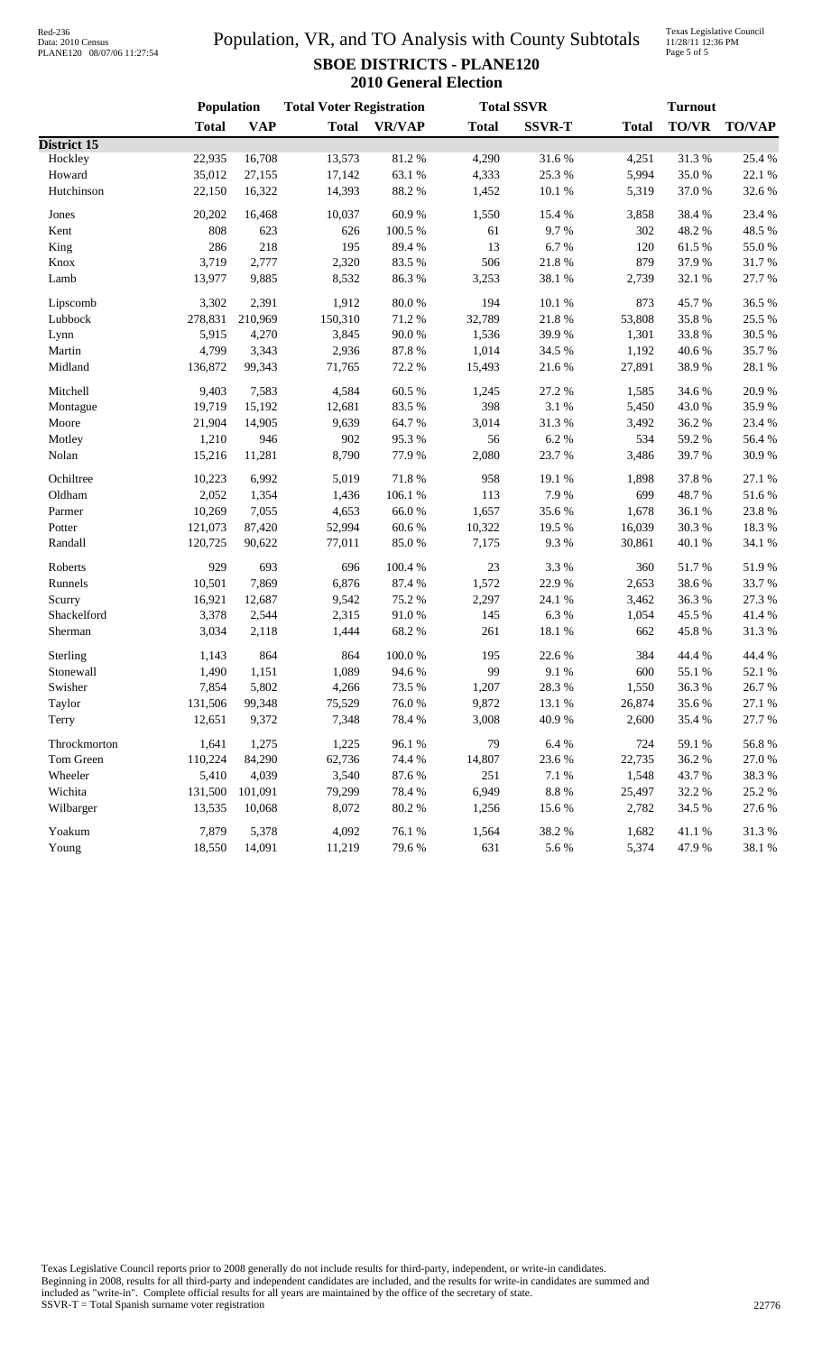# Population, VR, and TO Analysis with County Subtotals

## SBOE DISTRICTS - PLANE120

### 2010 General Election

| | Population | | Total Voter Registration | | Total SSVR | | Turnout | | |
|---|---|---|---|---|---|---|---|---|---|
| | **Total** | **VAP** | **Total** | **VR/VAP** | **Total** | **SSVR-T** | **Total** | **TO/VR** | **TO/VAP** |
| **District 15** | | | | | | | | | |
| Hockley | 22,935 | 16,708 | 13,573 | 81.2 % | 4,290 | 31.6 % | 4,251 | 31.3 % | 25.4 % |
| Howard | 35,012 | 27,155 | 17,142 | 63.1 % | 4,333 | 25.3 % | 5,994 | 35.0 % | 22.1 % |
| Hutchinson | 22,150 | 16,322 | 14,393 | 88.2 % | 1,452 | 10.1 % | 5,319 | 37.0 % | 32.6 % |
| Jones | 20,202 | 16,468 | 10,037 | 60.9 % | 1,550 | 15.4 % | 3,858 | 38.4 % | 23.4 % |
| Kent | 808 | 623 | 626 | 100.5 % | 61 | 9.7 % | 302 | 48.2 % | 48.5 % |
| King | 286 | 218 | 195 | 89.4 % | 13 | 6.7 % | 120 | 61.5 % | 55.0 % |
| Knox | 3,719 | 2,777 | 2,320 | 83.5 % | 506 | 21.8 % | 879 | 37.9 % | 31.7 % |
| Lamb | 13,977 | 9,885 | 8,532 | 86.3 % | 3,253 | 38.1 % | 2,739 | 32.1 % | 27.7 % |
| Lipscomb | 3,302 | 2,391 | 1,912 | 80.0 % | 194 | 10.1 % | 873 | 45.7 % | 36.5 % |
| Lubbock | 278,831 | 210,969 | 150,310 | 71.2 % | 32,789 | 21.8 % | 53,808 | 35.8 % | 25.5 % |
| Lynn | 5,915 | 4,270 | 3,845 | 90.0 % | 1,536 | 39.9 % | 1,301 | 33.8 % | 30.5 % |
| Martin | 4,799 | 3,343 | 2,936 | 87.8 % | 1,014 | 34.5 % | 1,192 | 40.6 % | 35.7 % |
| Midland | 136,872 | 99,343 | 71,765 | 72.2 % | 15,493 | 21.6 % | 27,891 | 38.9 % | 28.1 % |
| Mitchell | 9,403 | 7,583 | 4,584 | 60.5 % | 1,245 | 27.2 % | 1,585 | 34.6 % | 20.9 % |
| Montague | 19,719 | 15,192 | 12,681 | 83.5 % | 398 | 3.1 % | 5,450 | 43.0 % | 35.9 % |
| Moore | 21,904 | 14,905 | 9,639 | 64.7 % | 3,014 | 31.3 % | 3,492 | 36.2 % | 23.4 % |
| Motley | 1,210 | 946 | 902 | 95.3 % | 56 | 6.2 % | 534 | 59.2 % | 56.4 % |
| Nolan | 15,216 | 11,281 | 8,790 | 77.9 % | 2,080 | 23.7 % | 3,486 | 39.7 % | 30.9 % |
| Ochiltree | 10,223 | 6,992 | 5,019 | 71.8 % | 958 | 19.1 % | 1,898 | 37.8 % | 27.1 % |
| Oldham | 2,052 | 1,354 | 1,436 | 106.1 % | 113 | 7.9 % | 699 | 48.7 % | 51.6 % |
| Parmer | 10,269 | 7,055 | 4,653 | 66.0 % | 1,657 | 35.6 % | 1,678 | 36.1 % | 23.8 % |
| Potter | 121,073 | 87,420 | 52,994 | 60.6 % | 10,322 | 19.5 % | 16,039 | 30.3 % | 18.3 % |
| Randall | 120,725 | 90,622 | 77,011 | 85.0 % | 7,175 | 9.3 % | 30,861 | 40.1 % | 34.1 % |
| Roberts | 929 | 693 | 696 | 100.4 % | 23 | 3.3 % | 360 | 51.7 % | 51.9 % |
| Runnels | 10,501 | 7,869 | 6,876 | 87.4 % | 1,572 | 22.9 % | 2,653 | 38.6 % | 33.7 % |
| Scurry | 16,921 | 12,687 | 9,542 | 75.2 % | 2,297 | 24.1 % | 3,462 | 36.3 % | 27.3 % |
| Shackelford | 3,378 | 2,544 | 2,315 | 91.0 % | 145 | 6.3 % | 1,054 | 45.5 % | 41.4 % |
| Sherman | 3,034 | 2,118 | 1,444 | 68.2 % | 261 | 18.1 % | 662 | 45.8 % | 31.3 % |
| Sterling | 1,143 | 864 | 864 | 100.0 % | 195 | 22.6 % | 384 | 44.4 % | 44.4 % |
| Stonewall | 1,490 | 1,151 | 1,089 | 94.6 % | 99 | 9.1 % | 600 | 55.1 % | 52.1 % |
| Swisher | 7,854 | 5,802 | 4,266 | 73.5 % | 1,207 | 28.3 % | 1,550 | 36.3 % | 26.7 % |
| Taylor | 131,506 | 99,348 | 75,529 | 76.0 % | 9,872 | 13.1 % | 26,874 | 35.6 % | 27.1 % |
| Terry | 12,651 | 9,372 | 7,348 | 78.4 % | 3,008 | 40.9 % | 2,600 | 35.4 % | 27.7 % |
| Throckmorton | 1,641 | 1,275 | 1,225 | 96.1 % | 79 | 6.4 % | 724 | 59.1 % | 56.8 % |
| Tom Green | 110,224 | 84,290 | 62,736 | 74.4 % | 14,807 | 23.6 % | 22,735 | 36.2 % | 27.0 % |
| Wheeler | 5,410 | 4,039 | 3,540 | 87.6 % | 251 | 7.1 % | 1,548 | 43.7 % | 38.3 % |
| Wichita | 131,500 | 101,091 | 79,299 | 78.4 % | 6,949 | 8.8 % | 25,497 | 32.2 % | 25.2 % |
| Wilbarger | 13,535 | 10,068 | 8,072 | 80.2 % | 1,256 | 15.6 % | 2,782 | 34.5 % | 27.6 % |
| Yoakum | 7,879 | 5,378 | 4,092 | 76.1 % | 1,564 | 38.2 % | 1,682 | 41.1 % | 31.3 % |
| Young | 18,550 | 14,091 | 11,219 | 79.6 % | 631 | 5.6 % | 5,374 | 47.9 % | 38.1 % |

Texas Legislative Council reports prior to 2008 generally do not include results for third-party, independent, or write-in candidates.
Beginning in 2008, results for all third-party and independent candidates are included, and the results for write-in candidates are summed and included as "write-in". Complete official results for all years are maintained by the office of the secretary of state.
SSVR-T = Total Spanish surname voter registration